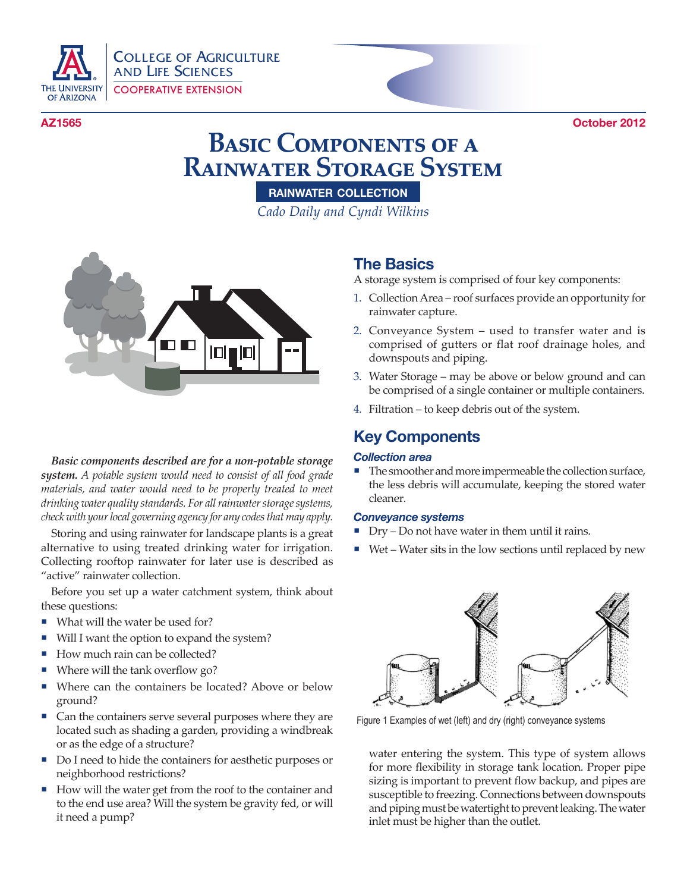AZ1565 October 2012

# Basic Components of a Rainwater Storage System

**RAINWATER COLLECTION**

*Cado Daily and Cyndi Wilkins*

***Basic components described are for a non-potable storage system.*** *A potable system would need to consist of all food grade materials, and water would need to be properly treated to meet drinking water quality standards. For all rainwater storage systems, check with your local governing agency for any codes that may apply.*

Storing and using rainwater for landscape plants is a great alternative to using treated drinking water for irrigation. Collecting rooftop rainwater for later use is described as "active" rainwater collection.

Before you set up a water catchment system, think about these questions:

- What will the water be used for?
- Will I want the option to expand the system?
- How much rain can be collected?
- Where will the tank overflow go?
- Where can the containers be located? Above or below ground?
- Can the containers serve several purposes where they are located such as shading a garden, providing a windbreak or as the edge of a structure?
- Do I need to hide the containers for aesthetic purposes or neighborhood restrictions?
- How will the water get from the roof to the container and to the end use area? Will the system be gravity fed, or will it need a pump?

## The Basics

A storage system is comprised of four key components:

1. Collection Area – roof surfaces provide an opportunity for rainwater capture.
2. Conveyance System – used to transfer water and is comprised of gutters or flat roof drainage holes, and downspouts and piping.
3. Water Storage – may be above or below ground and can be comprised of a single container or multiple containers.
4. Filtration – to keep debris out of the system.

## Key Components

### *Collection area*

- The smoother and more impermeable the collection surface, the less debris will accumulate, keeping the stored water cleaner.

### *Conveyance systems*

- Dry – Do not have water in them until it rains.
- Wet – Water sits in the low sections until replaced by new water entering the system. This type of system allows for more flexibility in storage tank location. Proper pipe sizing is important to prevent flow backup, and pipes are susceptible to freezing. Connections between downspouts and piping must be watertight to prevent leaking. The water inlet must be higher than the outlet.

Figure 1 Examples of wet (left) and dry (right) conveyance systems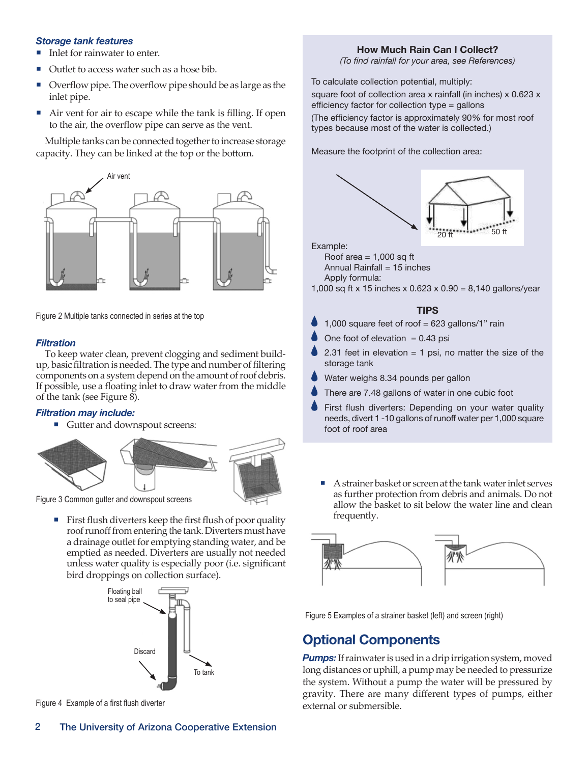### *Storage tank features*

- Inlet for rainwater to enter.
- Outlet to access water such as a hose bib.
- Overflow pipe. The overflow pipe should be as large as the inlet pipe.
- Air vent for air to escape while the tank is filling. If open to the air, the overflow pipe can serve as the vent.

Multiple tanks can be connected together to increase storage capacity. They can be linked at the top or the bottom.

Figure 2 Multiple tanks connected in series at the top

### *Filtration*

To keep water clean, prevent clogging and sediment build-up, basic filtration is needed. The type and number of filtering components on a system depend on the amount of roof debris. If possible, use a floating inlet to draw water from the middle of the tank (see Figure 8).

### *Filtration may include:*

- Gutter and downspout screens:

Figure 3 Common gutter and downspout screens

- First flush diverters keep the first flush of poor quality roof runoff from entering the tank. Diverters must have a drainage outlet for emptying standing water, and be emptied as needed. Diverters are usually not needed unless water quality is especially poor (i.e. significant bird droppings on collection surface).

Figure 4 Example of a first flush diverter

**How Much Rain Can I Collect?**

*(To find rainfall for your area, see References)*

To calculate collection potential, multiply:

square foot of collection area x rainfall (in inches) x 0.623 x efficiency factor for collection type = gallons

(The efficiency factor is approximately 90% for most roof types because most of the water is collected.)

Measure the footprint of the collection area:

Example:

Roof area = 1,000 sq ft

Annual Rainfall = 15 inches

Apply formula:

1,000 sq ft x 15 inches x 0.623 x 0.90 = 8,140 gallons/year

**TIPS**

- 1,000 square feet of roof = 623 gallons/1" rain
- One foot of elevation = 0.43 psi
- 2.31 feet in elevation = 1 psi, no matter the size of the storage tank
- Water weighs 8.34 pounds per gallon
- There are 7.48 gallons of water in one cubic foot
- First flush diverters: Depending on your water quality needs, divert 1 -10 gallons of runoff water per 1,000 square foot of roof area

- A strainer basket or screen at the tank water inlet serves as further protection from debris and animals. Do not allow the basket to sit below the water line and clean frequently.

Figure 5 Examples of a strainer basket (left) and screen (right)

## Optional Components

***Pumps:*** If rainwater is used in a drip irrigation system, moved long distances or uphill, a pump may be needed to pressurize the system. Without a pump the water will be pressured by gravity. There are many different types of pumps, either external or submersible.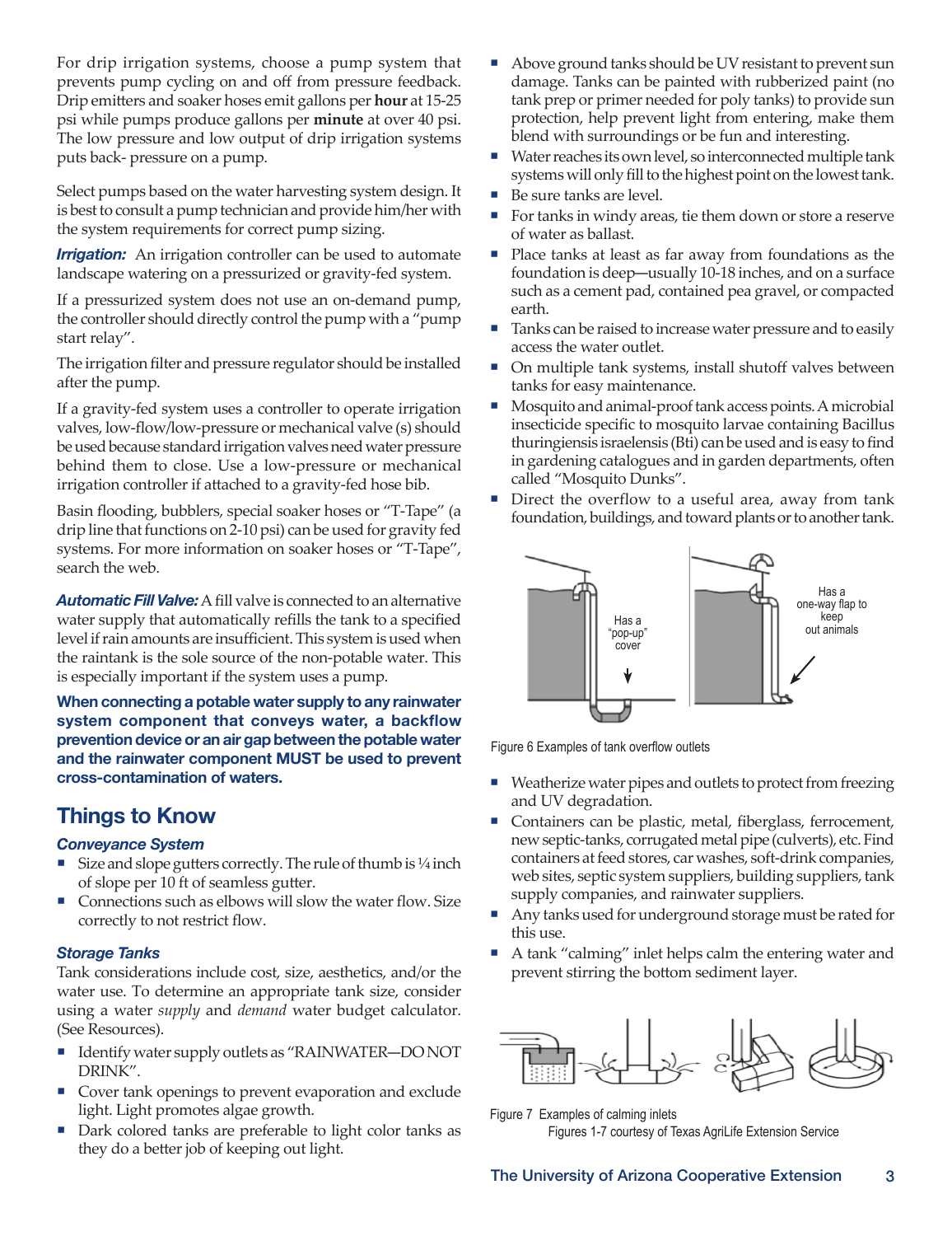For drip irrigation systems, choose a pump system that prevents pump cycling on and off from pressure feedback. Drip emitters and soaker hoses emit gallons per **hour** at 15-25 psi while pumps produce gallons per **minute** at over 40 psi. The low pressure and low output of drip irrigation systems puts back- pressure on a pump.

Select pumps based on the water harvesting system design. It is best to consult a pump technician and provide him/her with the system requirements for correct pump sizing.

***Irrigation:*** An irrigation controller can be used to automate landscape watering on a pressurized or gravity-fed system.

If a pressurized system does not use an on-demand pump, the controller should directly control the pump with a "pump start relay".

The irrigation filter and pressure regulator should be installed after the pump.

If a gravity-fed system uses a controller to operate irrigation valves, low-flow/low-pressure or mechanical valve (s) should be used because standard irrigation valves need water pressure behind them to close. Use a low-pressure or mechanical irrigation controller if attached to a gravity-fed hose bib.

Basin flooding, bubblers, special soaker hoses or "T-Tape" (a drip line that functions on 2-10 psi) can be used for gravity fed systems. For more information on soaker hoses or "T-Tape", search the web.

***Automatic Fill Valve:*** A fill valve is connected to an alternative water supply that automatically refills the tank to a specified level if rain amounts are insufficient. This system is used when the raintank is the sole source of the non-potable water. This is especially important if the system uses a pump.

**When connecting a potable water supply to any rainwater system component that conveys water, a backflow prevention device or an air gap between the potable water and the rainwater component MUST be used to prevent cross-contamination of waters.**

## Things to Know

### *Conveyance System*

- Size and slope gutters correctly. The rule of thumb is ¼ inch of slope per 10 ft of seamless gutter.
- Connections such as elbows will slow the water flow. Size correctly to not restrict flow.

### *Storage Tanks*

Tank considerations include cost, size, aesthetics, and/or the water use. To determine an appropriate tank size, consider using a water *supply* and *demand* water budget calculator. (See Resources).

- Identify water supply outlets as "RAINWATER—DO NOT DRINK".
- Cover tank openings to prevent evaporation and exclude light. Light promotes algae growth.
- Dark colored tanks are preferable to light color tanks as they do a better job of keeping out light.
- Above ground tanks should be UV resistant to prevent sun damage. Tanks can be painted with rubberized paint (no tank prep or primer needed for poly tanks) to provide sun protection, help prevent light from entering, make them blend with surroundings or be fun and interesting.
- Water reaches its own level, so interconnected multiple tank systems will only fill to the highest point on the lowest tank.
- Be sure tanks are level.
- For tanks in windy areas, tie them down or store a reserve of water as ballast.
- Place tanks at least as far away from foundations as the foundation is deep—usually 10-18 inches, and on a surface such as a cement pad, contained pea gravel, or compacted earth.
- Tanks can be raised to increase water pressure and to easily access the water outlet.
- On multiple tank systems, install shutoff valves between tanks for easy maintenance.
- Mosquito and animal-proof tank access points. A microbial insecticide specific to mosquito larvae containing Bacillus thuringiensis israelensis (Bti) can be used and is easy to find in gardening catalogues and in garden departments, often called "Mosquito Dunks".
- Direct the overflow to a useful area, away from tank foundation, buildings, and toward plants or to another tank.

Figure 6 Examples of tank overflow outlets

- Weatherize water pipes and outlets to protect from freezing and UV degradation.
- Containers can be plastic, metal, fiberglass, ferrocement, new septic-tanks, corrugated metal pipe (culverts), etc. Find containers at feed stores, car washes, soft-drink companies, web sites, septic system suppliers, building suppliers, tank supply companies, and rainwater suppliers.
- Any tanks used for underground storage must be rated for this use.
- A tank "calming" inlet helps calm the entering water and prevent stirring the bottom sediment layer.

Figure 7 Examples of calming inlets

Figures 1-7 courtesy of Texas AgriLife Extension Service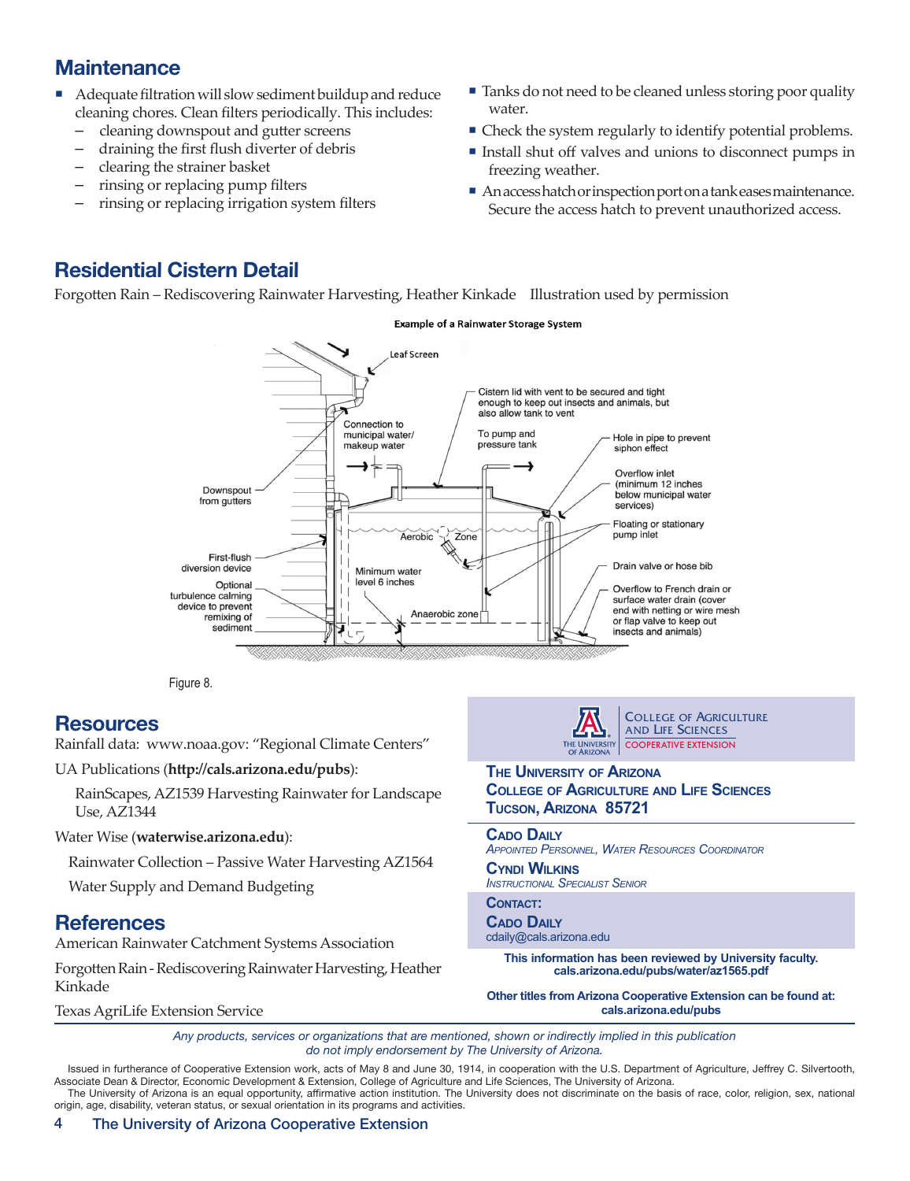## Maintenance

- Adequate filtration will slow sediment buildup and reduce cleaning chores. Clean filters periodically. This includes:
  - cleaning downspout and gutter screens
  - draining the first flush diverter of debris
  - clearing the strainer basket
  - rinsing or replacing pump filters
  - rinsing or replacing irrigation system filters
- Tanks do not need to be cleaned unless storing poor quality water.
- Check the system regularly to identify potential problems.
- Install shut off valves and unions to disconnect pumps in freezing weather.
- An access hatch or inspection port on a tank eases maintenance. Secure the access hatch to prevent unauthorized access.

## Residential Cistern Detail

Forgotten Rain – Rediscovering Rainwater Harvesting, Heather Kinkade   Illustration used by permission

Example of a Rainwater Storage System

Leaf Screen
Cistern lid with vent to be secured and tight enough to keep out insects and animals, but also allow tank to vent
Connection to municipal water/ makeup water
To pump and pressure tank
Hole in pipe to prevent siphon effect
Overflow inlet (minimum 12 inches below municipal water services)
Downspout from gutters
Floating or stationary pump inlet
Aerobic Zone
First-flush diversion device
Drain valve or hose bib
Minimum water level 6 inches
Optional turbulence calming device to prevent remixing of sediment
Overflow to French drain or surface water drain (cover end with netting or wire mesh or flap valve to keep out insects and animals)
Anaerobic zone

Figure 8.

## Resources

Rainfall data: www.noaa.gov: "Regional Climate Centers"

UA Publications (**http://cals.arizona.edu/pubs**):

RainScapes, AZ1539 Harvesting Rainwater for Landscape Use, AZ1344

Water Wise (**waterwise.arizona.edu**):

Rainwater Collection – Passive Water Harvesting AZ1564

Water Supply and Demand Budgeting

## References

American Rainwater Catchment Systems Association

Forgotten Rain - Rediscovering Rainwater Harvesting, Heather Kinkade

Texas AgriLife Extension Service

College of Agriculture and Life Sciences
The University of Arizona
Cooperative Extension

**The University of Arizona**
**College of Agriculture and Life Sciences**
**Tucson, Arizona 85721**

**Cado Daily**
*Appointed Personnel, Water Resources Coordinator*

**Cyndi Wilkins**
*Instructional Specialist Senior*

**Contact:**
**Cado Daily**
cdaily@cals.arizona.edu

**This information has been reviewed by University faculty.**
**cals.arizona.edu/pubs/water/az1565.pdf**

**Other titles from Arizona Cooperative Extension can be found at:**
**cals.arizona.edu/pubs**

*Any products, services or organizations that are mentioned, shown or indirectly implied in this publication do not imply endorsement by The University of Arizona.*

Issued in furtherance of Cooperative Extension work, acts of May 8 and June 30, 1914, in cooperation with the U.S. Department of Agriculture, Jeffrey C. Silvertooth, Associate Dean & Director, Economic Development & Extension, College of Agriculture and Life Sciences, The University of Arizona.
The University of Arizona is an equal opportunity, affirmative action institution. The University does not discriminate on the basis of race, color, religion, sex, national origin, age, disability, veteran status, or sexual orientation in its programs and activities.